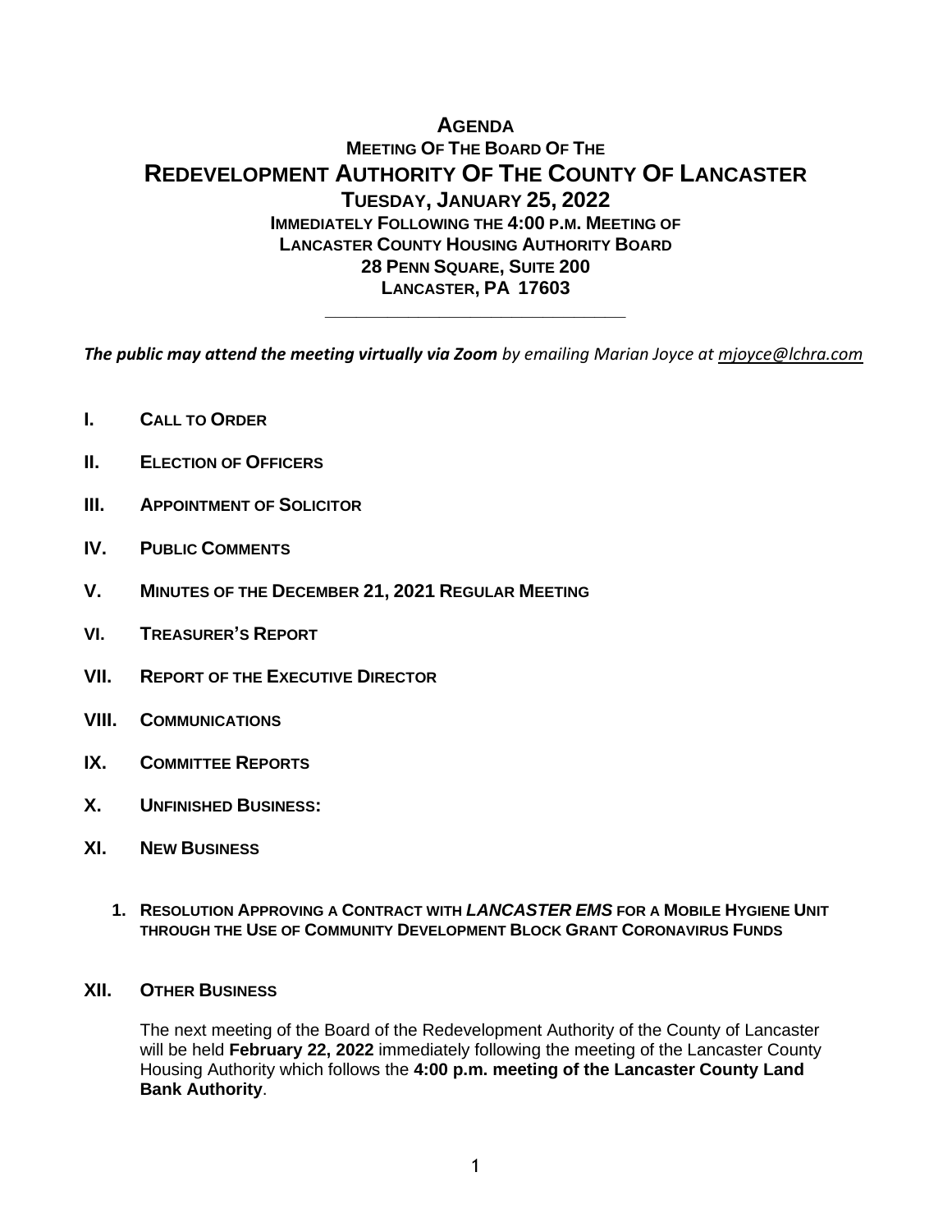# AGENDA

## MEETING OF THE BOARD OF THE

# REDEVELOPMENT AUTHORITY OF THE COUNTY OF LANCASTER

## TUESDAY, JANUARY 25, 2022

### IMMEDIATELY FOLLOWING THE 4:00 P.M. MEETING OF LANCASTER COUNTY HOUSING AUTHORITY BOARD

### 28 PENN SQUARE, SUITE 200

### LANCASTER, PA 17603

---

***The public may attend the meeting virtually via Zoom*** *by emailing Marian Joyce at mjoyce@lchra.com*

**I. CALL TO ORDER**

**II. ELECTION OF OFFICERS**

**III. APPOINTMENT OF SOLICITOR**

**IV. PUBLIC COMMENTS**

**V. MINUTES OF THE DECEMBER 21, 2021 REGULAR MEETING**

**VI. TREASURER'S REPORT**

**VII. REPORT OF THE EXECUTIVE DIRECTOR**

**VIII. COMMUNICATIONS**

**IX. COMMITTEE REPORTS**

**X. UNFINISHED BUSINESS:**

**XI. NEW BUSINESS**

1. **RESOLUTION APPROVING A CONTRACT WITH *LANCASTER EMS* FOR A MOBILE HYGIENE UNIT THROUGH THE USE OF COMMUNITY DEVELOPMENT BLOCK GRANT CORONAVIRUS FUNDS**

**XII. OTHER BUSINESS**

The next meeting of the Board of the Redevelopment Authority of the County of Lancaster will be held **February 22, 2022** immediately following the meeting of the Lancaster County Housing Authority which follows the **4:00 p.m. meeting of the Lancaster County Land Bank Authority**.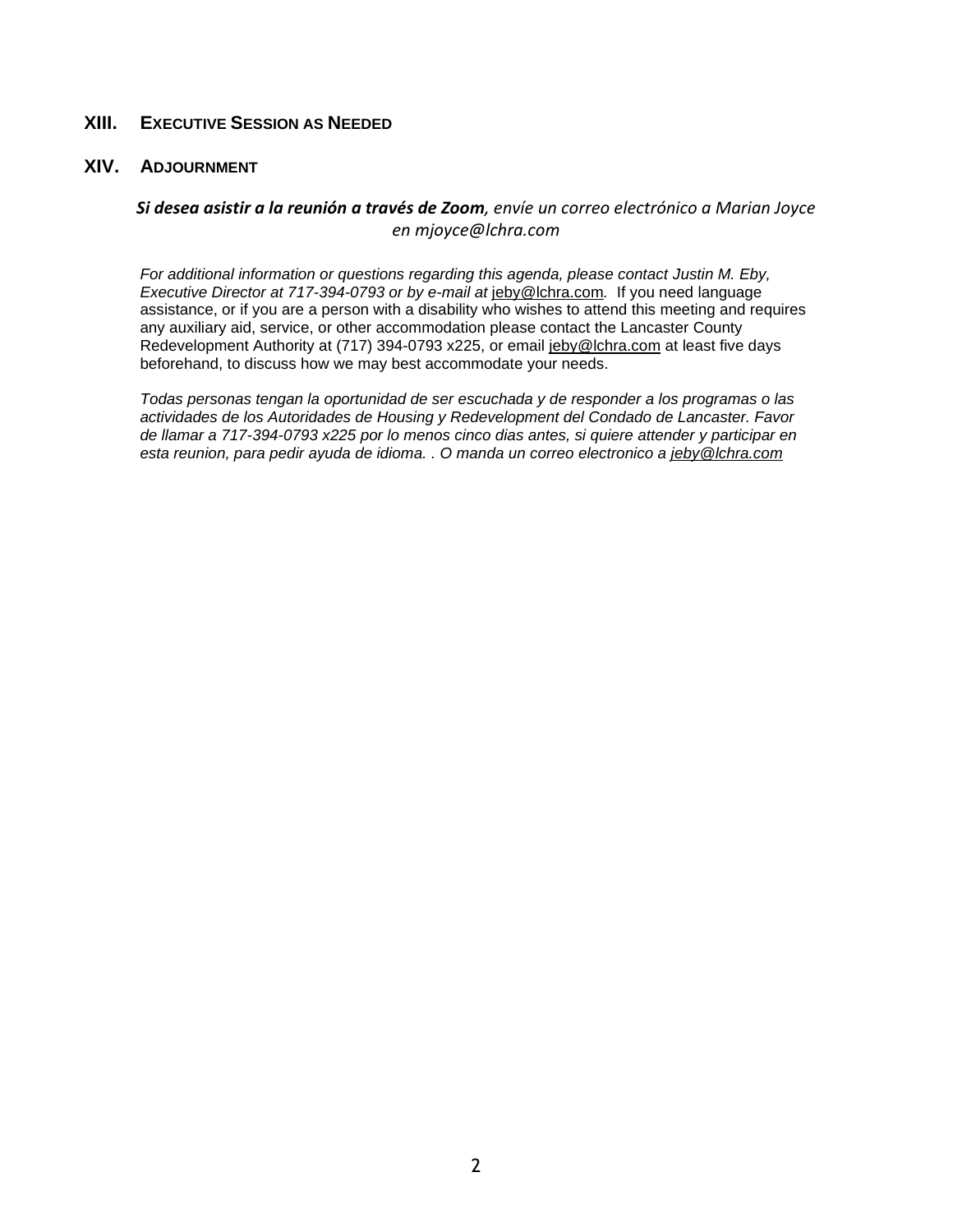## XIII. EXECUTIVE SESSION AS NEEDED

## XIV. ADJOURNMENT

***Si desea asistir a la reunión a través de Zoom**, envíe un correo electrónico a Marian Joyce en mjoyce@lchra.com*

*For additional information or questions regarding this agenda, please contact Justin M. Eby, Executive Director at 717-394-0793 or by e-mail at* jeby@lchra.com*.* If you need language assistance, or if you are a person with a disability who wishes to attend this meeting and requires any auxiliary aid, service, or other accommodation please contact the Lancaster County Redevelopment Authority at (717) 394-0793 x225, or email jeby@lchra.com at least five days beforehand, to discuss how we may best accommodate your needs.

*Todas personas tengan la oportunidad de ser escuchada y de responder a los programas o las actividades de los Autoridades de Housing y Redevelopment del Condado de Lancaster. Favor de llamar a 717-394-0793 x225 por lo menos cinco dias antes, si quiere attender y participar en esta reunion, para pedir ayuda de idioma. . O manda un correo electronico a jeby@lchra.com*